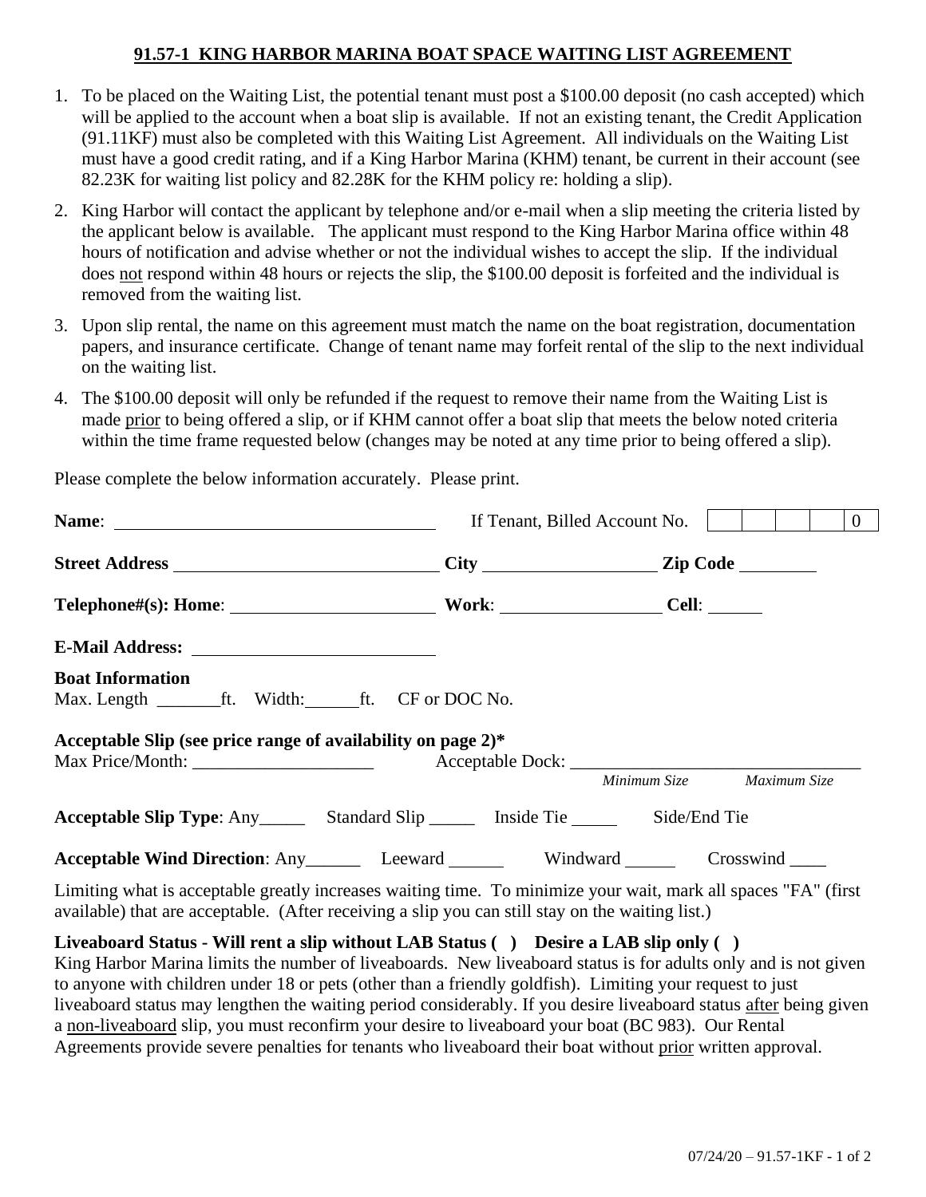## 91.57-1 KING HARBOR MARINA BOAT SPACE WAITING LIST AGREEMENT

1. To be placed on the Waiting List, the potential tenant must post a $100.00 deposit (no cash accepted) which will be applied to the account when a boat slip is available. If not an existing tenant, the Credit Application (91.11KF) must also be completed with this Waiting List Agreement. All individuals on the Waiting List must have a good credit rating, and if a King Harbor Marina (KHM) tenant, be current in their account (see 82.23K for waiting list policy and 82.28K for the KHM policy re: holding a slip).
2. King Harbor will contact the applicant by telephone and/or e-mail when a slip meeting the criteria listed by the applicant below is available. The applicant must respond to the King Harbor Marina office within 48 hours of notification and advise whether or not the individual wishes to accept the slip. If the individual does not respond within 48 hours or rejects the slip, the $100.00 deposit is forfeited and the individual is removed from the waiting list.
3. Upon slip rental, the name on this agreement must match the name on the boat registration, documentation papers, and insurance certificate. Change of tenant name may forfeit rental of the slip to the next individual on the waiting list.
4. The $100.00 deposit will only be refunded if the request to remove their name from the Waiting List is made prior to being offered a slip, or if KHM cannot offer a boat slip that meets the below noted criteria within the time frame requested below (changes may be noted at any time prior to being offered a slip).

Please complete the below information accurately. Please print.

**Name**: ____________________ If Tenant, Billed Account No. | | | | | 0 |

**Street Address** ____________________ **City** ____________________ **Zip Code** __________

**Telephone#(s): Home**: ____________________ **Work**: ____________________ **Cell**: ______

**E-Mail Address:** ____________________

**Boat Information**
Max. Length _______ft. Width: ______ft. CF or DOC No.

**Acceptable Slip (see price range of availability on page 2)***
Max Price/Month: ____________________ Acceptable Dock: ________________________________
*Minimum Size* *Maximum Size*

**Acceptable Slip Type**: Any_____ Standard Slip _____ Inside Tie _____ Side/End Tie

**Acceptable Wind Direction**: Any______ Leeward ______ Windward ______ Crosswind ____

Limiting what is acceptable greatly increases waiting time. To minimize your wait, mark all spaces "FA" (first available) that are acceptable. (After receiving a slip you can still stay on the waiting list.)

**Liveaboard Status - Will rent a slip without LAB Status ( ) Desire a LAB slip only ( )**
King Harbor Marina limits the number of liveaboards. New liveaboard status is for adults only and is not given to anyone with children under 18 or pets (other than a friendly goldfish). Limiting your request to just liveaboard status may lengthen the waiting period considerably. If you desire liveaboard status after being given a non-liveaboard slip, you must reconfirm your desire to liveaboard your boat (BC 983). Our Rental Agreements provide severe penalties for tenants who liveaboard their boat without prior written approval.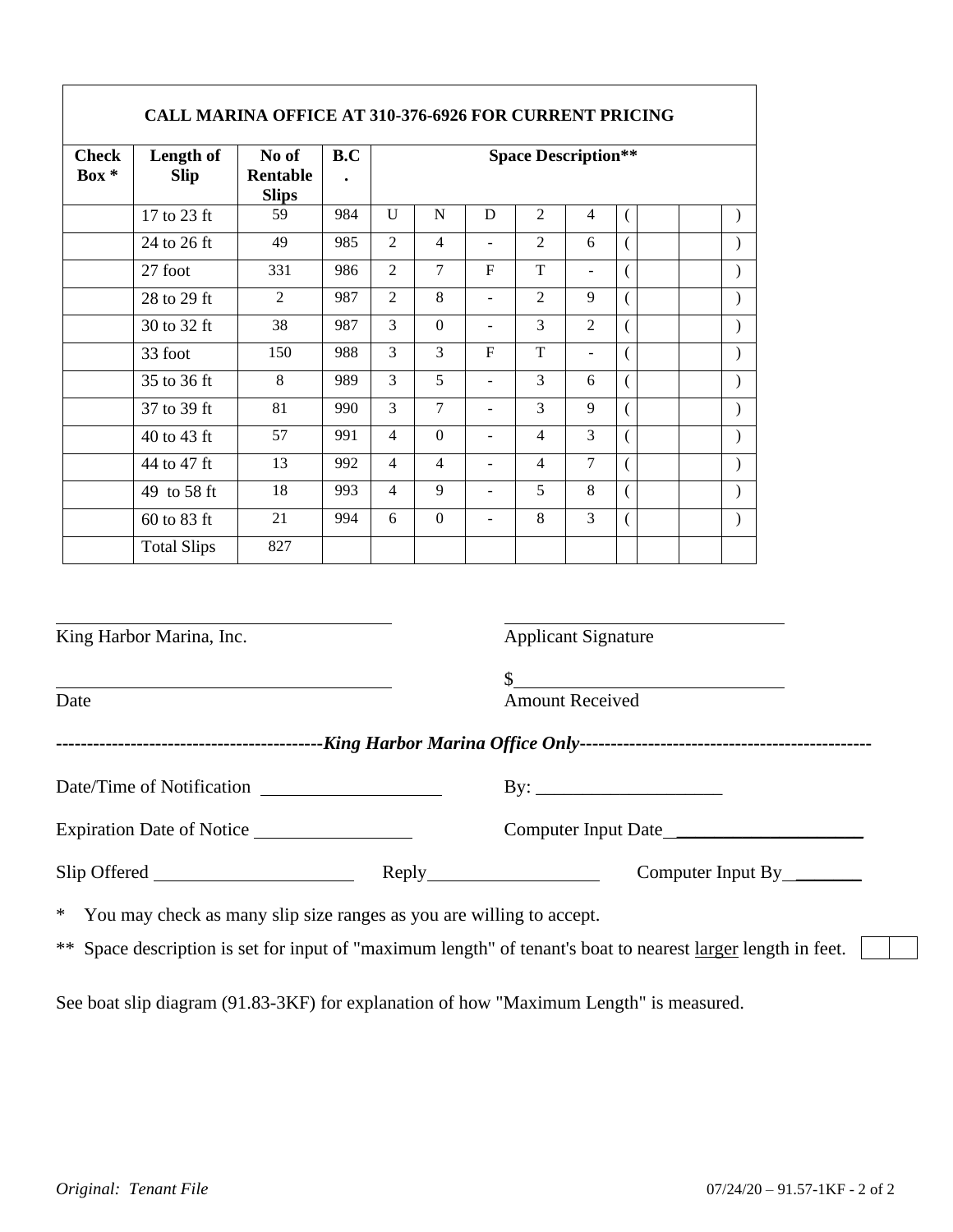| CALL MARINA OFFICE AT 310-376-6926 FOR CURRENT PRICING | | | | | | | | | | | | |
|---|---|---|---|---|---|---|---|---|---|---|---|---|
| **Check Box \*** | **Length of Slip** | **No of Rentable Slips** | **B.C .** | **Space Description\*\*** | | | | | | | | |
| | 17 to 23 ft | 59 | 984 | U | N | D | 2 | 4 | ( | | | ) |
| | 24 to 26 ft | 49 | 985 | 2 | 4 | - | 2 | 6 | ( | | | ) |
| | 27 foot | 331 | 986 | 2 | 7 | F | T | - | ( | | | ) |
| | 28 to 29 ft | 2 | 987 | 2 | 8 | - | 2 | 9 | ( | | | ) |
| | 30 to 32 ft | 38 | 987 | 3 | 0 | - | 3 | 2 | ( | | | ) |
| | 33 foot | 150 | 988 | 3 | 3 | F | T | - | ( | | | ) |
| | 35 to 36 ft | 8 | 989 | 3 | 5 | - | 3 | 6 | ( | | | ) |
| | 37 to 39 ft | 81 | 990 | 3 | 7 | - | 3 | 9 | ( | | | ) |
| | 40 to 43 ft | 57 | 991 | 4 | 0 | - | 4 | 3 | ( | | | ) |
| | 44 to 47 ft | 13 | 992 | 4 | 4 | - | 4 | 7 | ( | | | ) |
| | 49 to 58 ft | 18 | 993 | 4 | 9 | - | 5 | 8 | ( | | | ) |
| | 60 to 83 ft | 21 | 994 | 6 | 0 | - | 8 | 3 | ( | | | ) |
| | Total Slips | 827 | | | | | | | | | | |

\_\_\_\_\_\_\_\_\_\_\_\_\_\_\_\_\_\_\_\_\_\_\_\_\_\_\_\_\_\_\_\_
King Harbor Marina, Inc.

\_\_\_\_\_\_\_\_\_\_\_\_\_\_\_\_\_\_\_\_\_\_\_\_\_\_\_\_\_\_\_\_
Applicant Signature

\_\_\_\_\_\_\_\_\_\_\_\_\_\_\_\_\_\_\_\_\_\_\_\_\_\_\_\_\_\_\_\_
Date

$\_\_\_\_\_\_\_\_\_\_\_\_\_\_\_\_\_\_\_\_\_\_\_\_\_\_\_\_\_\_\_\_
Amount Received

------------------------------------------*King Harbor Marina Office Only*-----------------------------------------------

Date/Time of Notification \_\_\_\_\_\_\_\_\_\_\_\_\_\_\_\_\_\_\_\_ By: \_\_\_\_\_\_\_\_\_\_\_\_\_\_\_\_\_\_\_\_

Expiration Date of Notice \_\_\_\_\_\_\_\_\_\_\_\_\_\_\_\_\_\_ Computer Input Date\_\_\_\_\_\_\_\_\_\_\_\_\_\_\_\_\_\_\_\_\_\_

Slip Offered \_\_\_\_\_\_\_\_\_\_\_\_\_\_\_\_\_\_\_\_ Reply\_\_\_\_\_\_\_\_\_\_\_\_\_\_\_\_\_\_\_\_ Computer Input By\_\_\_\_\_\_\_\_\_

\* You may check as many slip size ranges as you are willing to accept.

\*\* Space description is set for input of "maximum length" of tenant's boat to nearest larger length in feet.

See boat slip diagram (91.83-3KF) for explanation of how "Maximum Length" is measured.

*Original: Tenant File*

07/24/20 – 91.57-1KF